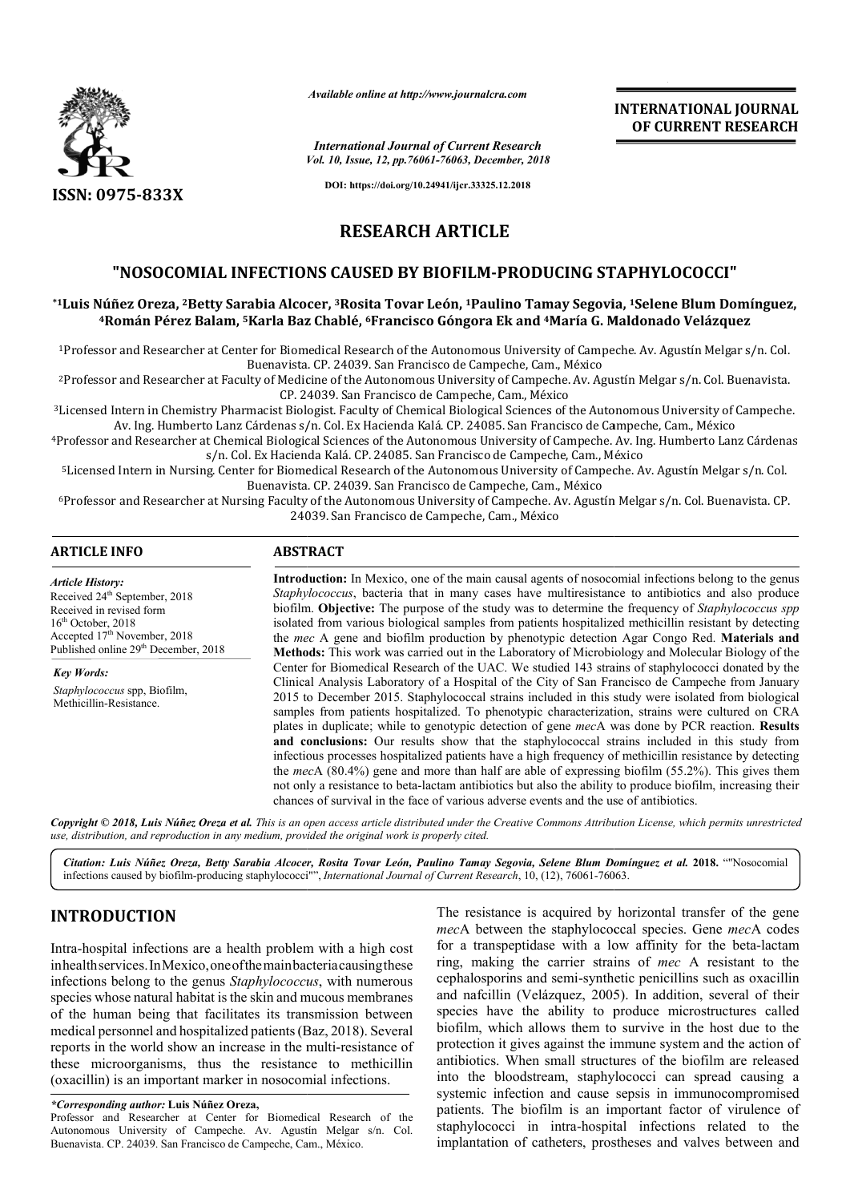# RESEARCH ARTICLE

## "NOSOCOMIAL INFECTIONS CAUSED BY BIOFILM-PRODUCING STAPHYLOCOCCI"

**\*[1]Luis Núñez Oreza, [2]Betty Sarabia Alcocer, [3]Rosita Tovar León, [1]Paulino Tamay Segovia, [1]Selene Blum Domínguez, [4]Román Pérez Balam, [5]Karla Baz Chablé, [6]Francisco Góngora Ek and [4]María G. Maldonado Velázquez**

[1]Professor and Researcher at Center for Biomedical Research of the Autonomous University of Campeche. Av. Agustín Melgar s/n. Col. Buenavista. CP. 24039. San Francisco de Campeche, Cam., México

[2]Professor and Researcher at Faculty of Medicine of the Autonomous University of Campeche. Av. Agustín Melgar s/n. Col. Buenavista. CP. 24039. San Francisco de Campeche, Cam., México

[3]Licensed Intern in Chemistry Pharmacist Biologist. Faculty of Chemical Biological Sciences of the Autonomous University of Campeche. Av. Ing. Humberto Lanz Cárdenas s/n. Col. Ex Hacienda Kalá. CP. 24085. San Francisco de Campeche, Cam., México

[4]Professor and Researcher at Chemical Biological Sciences of the Autonomous University of Campeche. Av. Ing. Humberto Lanz Cárdenas s/n. Col. Ex Hacienda Kalá. CP. 24085. San Francisco de Campeche, Cam., México

[5]Licensed Intern in Nursing. Center for Biomedical Research of the Autonomous University of Campeche. Av. Agustín Melgar s/n. Col. Buenavista. CP. 24039. San Francisco de Campeche, Cam., México

[6]Professor and Researcher at Nursing Faculty of the Autonomous University of Campeche. Av. Agustín Melgar s/n. Col. Buenavista. CP. 24039. San Francisco de Campeche, Cam., México

### ARTICLE INFO

*Article History:*

Received 24th September, 2018
Received in revised form 16th October, 2018
Accepted 17th November, 2018
Published online 29th December, 2018

*Key Words:*

*Staphylococcus* spp, Biofilm, Methicillin-Resistance.

### ABSTRACT

**Introduction:** In Mexico, one of the main causal agents of nosocomial infections belong to the genus *Staphylococcus*, bacteria that in many cases have multiresistance to antibiotics and also produce biofilm. **Objective:** The purpose of the study was to determine the frequency of *Staphylococcus spp* isolated from various biological samples from patients hospitalized methicillin resistant by detecting the *mec* A gene and biofilm production by phenotypic detection Agar Congo Red. **Materials and Methods:** This work was carried out in the Laboratory of Microbiology and Molecular Biology of the Center for Biomedical Research of the UAC. We studied 143 strains of staphylococci donated by the Clinical Analysis Laboratory of a Hospital of the City of San Francisco de Campeche from January 2015 to December 2015. Staphylococcal strains included in this study were isolated from biological samples from patients hospitalized. To phenotypic characterization, strains were cultured on CRA plates in duplicate; while to genotypic detection of gene *mec*A was done by PCR reaction. **Results and conclusions:** Our results show that the staphylococcal strains included in this study from infectious processes hospitalized patients have a high frequency of methicillin resistance by detecting the *mec*A (80.4%) gene and more than half are able of expressing biofilm (55.2%). This gives them not only a resistance to beta-lactam antibiotics but also the ability to produce biofilm, increasing their chances of survival in the face of various adverse events and the use of antibiotics.

*Copyright © 2018, Luis Núñez Oreza et al. This is an open access article distributed under the Creative Commons Attribution License, which permits unrestricted use, distribution, and reproduction in any medium, provided the original work is properly cited.*

*Citation: Luis Núñez Oreza, Betty Sarabia Alcocer, Rosita Tovar León, Paulino Tamay Segovia, Selene Blum Domínguez et al.* **2018.** ""Nosocomial infections caused by biofilm-producing staphylococci"", *International Journal of Current Research*, 10, (12), 76061-76063.

## INTRODUCTION

Intra-hospital infections are a health problem with a high cost in health services. In Mexico, one of the main bacteria causing these infections belong to the genus *Staphylococcus*, with numerous species whose natural habitat is the skin and mucous membranes of the human being that facilitates its transmission between medical personnel and hospitalized patients (Baz, 2018). Several reports in the world show an increase in the multi-resistance of these microorganisms, thus the resistance to methicillin (oxacillin) is an important marker in nosocomial infections.

The resistance is acquired by horizontal transfer of the gene *mec*A between the staphylococcal species. Gene *mec*A codes for a transpeptidase with a low affinity for the beta-lactam ring, making the carrier strains of *mec* A resistant to the cephalosporins and semi-synthetic penicillins such as oxacillin and nafcillin (Velázquez, 2005). In addition, several of their species have the ability to produce microstructures called biofilm, which allows them to survive in the host due to the protection it gives against the immune system and the action of antibiotics. When small structures of the biofilm are released into the bloodstream, staphylococci can spread causing a systemic infection and cause sepsis in immunocompromised patients. The biofilm is an important factor of virulence of staphylococci in intra-hospital infections related to the implantation of catheters, prostheses and valves between and

*\*Corresponding author:* **Luis Núñez Oreza,**
Professor and Researcher at Center for Biomedical Research of the Autonomous University of Campeche. Av. Agustín Melgar s/n. Col. Buenavista. CP. 24039. San Francisco de Campeche, Cam., México.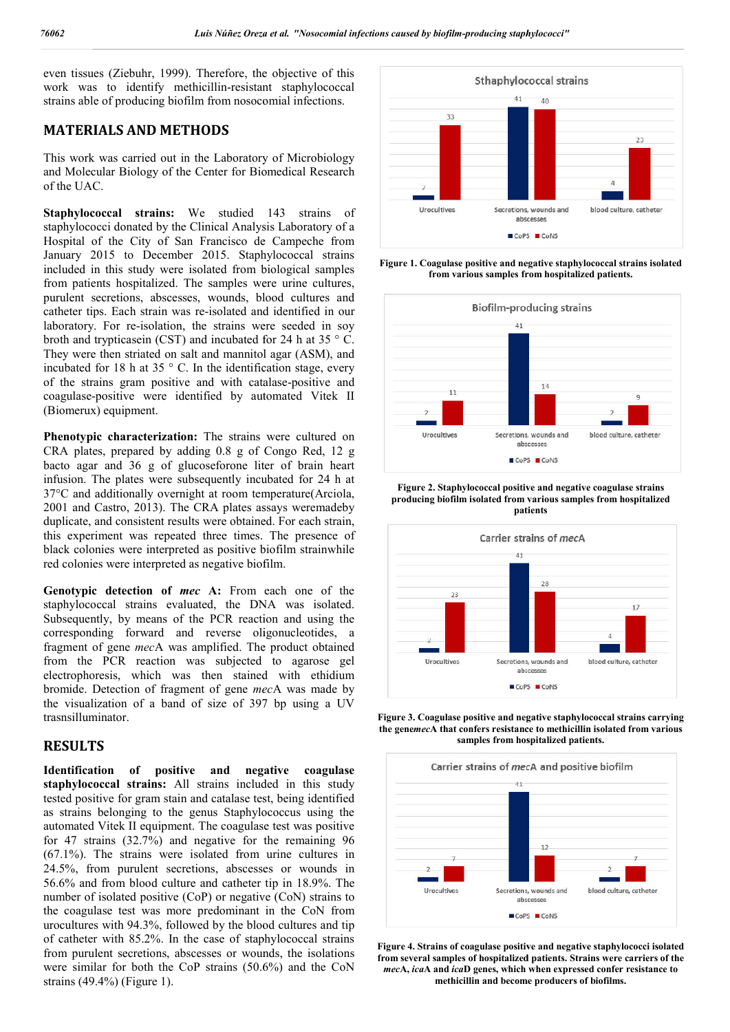even tissues (Ziebuhr, 1999). Therefore, the objective of this work was to identify methicillin-resistant staphylococcal strains able of producing biofilm from nosocomial infections.

## MATERIALS AND METHODS

This work was carried out in the Laboratory of Microbiology and Molecular Biology of the Center for Biomedical Research of the UAC.

**Staphylococcal strains:** We studied 143 strains of staphylococci donated by the Clinical Analysis Laboratory of a Hospital of the City of San Francisco de Campeche from January 2015 to December 2015. Staphylococcal strains included in this study were isolated from biological samples from patients hospitalized. The samples were urine cultures, purulent secretions, abscesses, wounds, blood cultures and catheter tips. Each strain was re-isolated and identified in our laboratory. For re-isolation, the strains were seeded in soy broth and trypticasein (CST) and incubated for 24 h at 35 ° C. They were then striated on salt and mannitol agar (ASM), and incubated for 18 h at 35 ° C. In the identification stage, every of the strains gram positive and with catalase-positive and coagulase-positive were identified by automated Vitek II (Biomerux) equipment.

**Phenotypic characterization:** The strains were cultured on CRA plates, prepared by adding 0.8 g of Congo Red, 12 g bacto agar and 36 g of glucoseforone liter of brain heart infusion. The plates were subsequently incubated for 24 h at 37°C and additionally overnight at room temperature(Arciola, 2001 and Castro, 2013). The CRA plates assays weremadeby duplicate, and consistent results were obtained. For each strain, this experiment was repeated three times. The presence of black colonies were interpreted as positive biofilm strainwhile red colonies were interpreted as negative biofilm.

**Genotypic detection of *mec* A:** From each one of the staphylococcal strains evaluated, the DNA was isolated. Subsequently, by means of the PCR reaction and using the corresponding forward and reverse oligonucleotides, a fragment of gene *mec*A was amplified. The product obtained from the PCR reaction was subjected to agarose gel electrophoresis, which was then stained with ethidium bromide. Detection of fragment of gene *mec*A was made by the visualization of a band of size of 397 bp using a UV trasnsilluminator.

## RESULTS

**Identification of positive and negative coagulase staphylococcal strains:** All strains included in this study tested positive for gram stain and catalase test, being identified as strains belonging to the genus Staphylococcus using the automated Vitek II equipment. The coagulase test was positive for 47 strains (32.7%) and negative for the remaining 96 (67.1%). The strains were isolated from urine cultures in 24.5%, from purulent secretions, abscesses or wounds in 56.6% and from blood culture and catheter tip in 18.9%. The number of isolated positive (CoP) or negative (CoN) strains to the coagulase test was more predominant in the CoN from urocultures with 94.3%, followed by the blood cultures and tip of catheter with 85.2%. In the case of staphylococcal strains from purulent secretions, abscesses or wounds, the isolations were similar for both the CoP strains (50.6%) and the CoN strains (49.4%) (Figure 1).

Sthaphylococcal strains

| | CoPS | CoNS |
|---|---|---|
| Urocultives | 2 | 33 |
| Secretions, wounds and abscesses | 41 | 40 |
| blood culture, catheter | 4 | 23 |

**Figure 1. Coagulase positive and negative staphylococcal strains isolated from various samples from hospitalized patients.**

Biofilm-producing strains

| | CoPS | CoNS |
|---|---|---|
| Urocultives | 2 | 11 |
| Secretions, wounds and abscesses | 41 | 14 |
| blood culture, catheter | 2 | 9 |

**Figure 2. Staphylococcal positive and negative coagulase strains producing biofilm isolated from various samples from hospitalized patients**

Carrier strains of *mecA*

| | CoPS | CoNS |
|---|---|---|
| Urocultives | 2 | 23 |
| Secretions, wounds and abscesses | 41 | 28 |
| blood culture, catheter | 4 | 17 |

**Figure 3. Coagulase positive and negative staphylococcal strains carrying the gene*mec*A that confers resistance to methicillin isolated from various samples from hospitalized patients.**

Carrier strains of *mecA* and positive biofilm

| | CoPS | CoNS |
|---|---|---|
| Urocultives | 2 | 7 |
| Secretions, wounds and abscesses | 41 | 12 |
| blood culture, catheter | 2 | 7 |

**Figure 4. Strains of coagulase positive and negative staphylococci isolated from several samples of hospitalized patients. Strains were carriers of the *mec*A, *ica*A and *ica*D genes, which when expressed confer resistance to methicillin and become producers of biofilms.**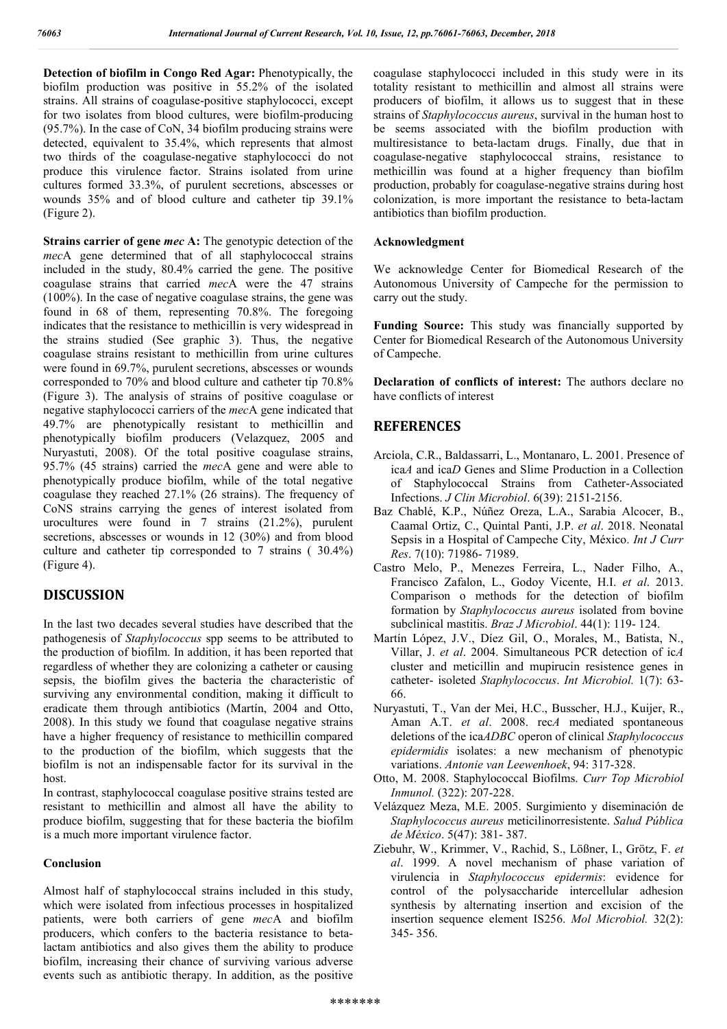**Detection of biofilm in Congo Red Agar:** Phenotypically, the biofilm production was positive in 55.2% of the isolated strains. All strains of coagulase-positive staphylococci, except for two isolates from blood cultures, were biofilm-producing (95.7%). In the case of CoN, 34 biofilm producing strains were detected, equivalent to 35.4%, which represents that almost two thirds of the coagulase-negative staphylococci do not produce this virulence factor. Strains isolated from urine cultures formed 33.3%, of purulent secretions, abscesses or wounds 35% and of blood culture and catheter tip 39.1% (Figure 2).

**Strains carrier of gene *mec* A:** The genotypic detection of the *mec*A gene determined that of all staphylococcal strains included in the study, 80.4% carried the gene. The positive coagulase strains that carried *mec*A were the 47 strains (100%). In the case of negative coagulase strains, the gene was found in 68 of them, representing 70.8%. The foregoing indicates that the resistance to methicillin is very widespread in the strains studied (See graphic 3). Thus, the negative coagulase strains resistant to methicillin from urine cultures were found in 69.7%, purulent secretions, abscesses or wounds corresponded to 70% and blood culture and catheter tip 70.8% (Figure 3). The analysis of strains of positive coagulase or negative staphylococci carriers of the *mec*A gene indicated that 49.7% are phenotypically resistant to methicillin and phenotypically biofilm producers (Velazquez, 2005 and Nuryastuti, 2008). Of the total positive coagulase strains, 95.7% (45 strains) carried the *mec*A gene and were able to phenotypically produce biofilm, while of the total negative coagulase they reached 27.1% (26 strains). The frequency of CoNS strains carrying the genes of interest isolated from urocultures were found in 7 strains (21.2%), purulent secretions, abscesses or wounds in 12 (30%) and from blood culture and catheter tip corresponded to 7 strains ( 30.4%) (Figure 4).

## DISCUSSION

In the last two decades several studies have described that the pathogenesis of *Staphylococcus* spp seems to be attributed to the production of biofilm. In addition, it has been reported that regardless of whether they are colonizing a catheter or causing sepsis, the biofilm gives the bacteria the characteristic of surviving any environmental condition, making it difficult to eradicate them through antibiotics (Martín, 2004 and Otto, 2008). In this study we found that coagulase negative strains have a higher frequency of resistance to methicillin compared to the production of the biofilm, which suggests that the biofilm is not an indispensable factor for its survival in the host.

In contrast, staphylococcal coagulase positive strains tested are resistant to methicillin and almost all have the ability to produce biofilm, suggesting that for these bacteria the biofilm is a much more important virulence factor.

### Conclusion

Almost half of staphylococcal strains included in this study, which were isolated from infectious processes in hospitalized patients, were both carriers of gene *mec*A and biofilm producers, which confers to the bacteria resistance to beta-lactam antibiotics and also gives them the ability to produce biofilm, increasing their chance of surviving various adverse events such as antibiotic therapy. In addition, as the positive coagulase staphylococci included in this study were in its totality resistant to methicillin and almost all strains were producers of biofilm, it allows us to suggest that in these strains of *Staphylococcus aureus*, survival in the human host to be seems associated with the biofilm production with multiresistance to beta-lactam drugs. Finally, due that in coagulase-negative staphylococcal strains, resistance to methicillin was found at a higher frequency than biofilm production, probably for coagulase-negative strains during host colonization, is more important the resistance to beta-lactam antibiotics than biofilm production.

### Acknowledgment

We acknowledge Center for Biomedical Research of the Autonomous University of Campeche for the permission to carry out the study.

**Funding Source:** This study was financially supported by Center for Biomedical Research of the Autonomous University of Campeche.

**Declaration of conflicts of interest:** The authors declare no have conflicts of interest

## REFERENCES

Arciola, C.R., Baldassarri, L., Montanaro, L. 2001. Presence of ica*A* and ica*D* Genes and Slime Production in a Collection of Staphylococcal Strains from Catheter-Associated Infections. *J Clin Microbiol*. 6(39): 2151-2156.

Baz Chablé, K.P., Núñez Oreza, L.A., Sarabia Alcocer, B., Caamal Ortiz, C., Quintal Panti, J.P. *et al*. 2018. Neonatal Sepsis in a Hospital of Campeche City, México. *Int J Curr Res*. 7(10): 71986- 71989.

Castro Melo, P., Menezes Ferreira, L., Nader Filho, A., Francisco Zafalon, L., Godoy Vicente, H.I. *et al*. 2013. Comparison o methods for the detection of biofilm formation by *Staphylococcus aureus* isolated from bovine subclinical mastitis. *Braz J Microbiol*. 44(1): 119- 124.

Martín López, J.V., Díez Gil, O., Morales, M., Batista, N., Villar, J. *et al*. 2004. Simultaneous PCR detection of ic*A* cluster and meticillin and mupirucin resistence genes in catheter- isoleted *Staphylococcus*. *Int Microbiol.* 1(7): 63- 66.

Nuryastuti, T., Van der Mei, H.C., Busscher, H.J., Kuijer, R., Aman A.T. *et al*. 2008. rec*A* mediated spontaneous deletions of the ica*ADBC* operon of clinical *Staphylococcus epidermidis* isolates: a new mechanism of phenotypic variations. *Antonie van Leewenhoek*, 94: 317-328.

Otto, M. 2008. Staphylococcal Biofilms. *Curr Top Microbiol Inmunol.* (322): 207-228.

Velázquez Meza, M.E. 2005. Surgimiento y diseminación de *Staphylococcus aureus* meticilinorresistente. *Salud Pública de México*. 5(47): 381- 387.

Ziebuhr, W., Krimmer, V., Rachid, S., Lößner, I., Grötz, F. *et al*. 1999. A novel mechanism of phase variation of virulencia in *Staphylococcus epidermis*: evidence for control of the polysaccharide intercellular adhesion synthesis by alternating insertion and excision of the insertion sequence element IS256. *Mol Microbiol.* 32(2): 345- 356.

\*\*\*\*\*\*\*